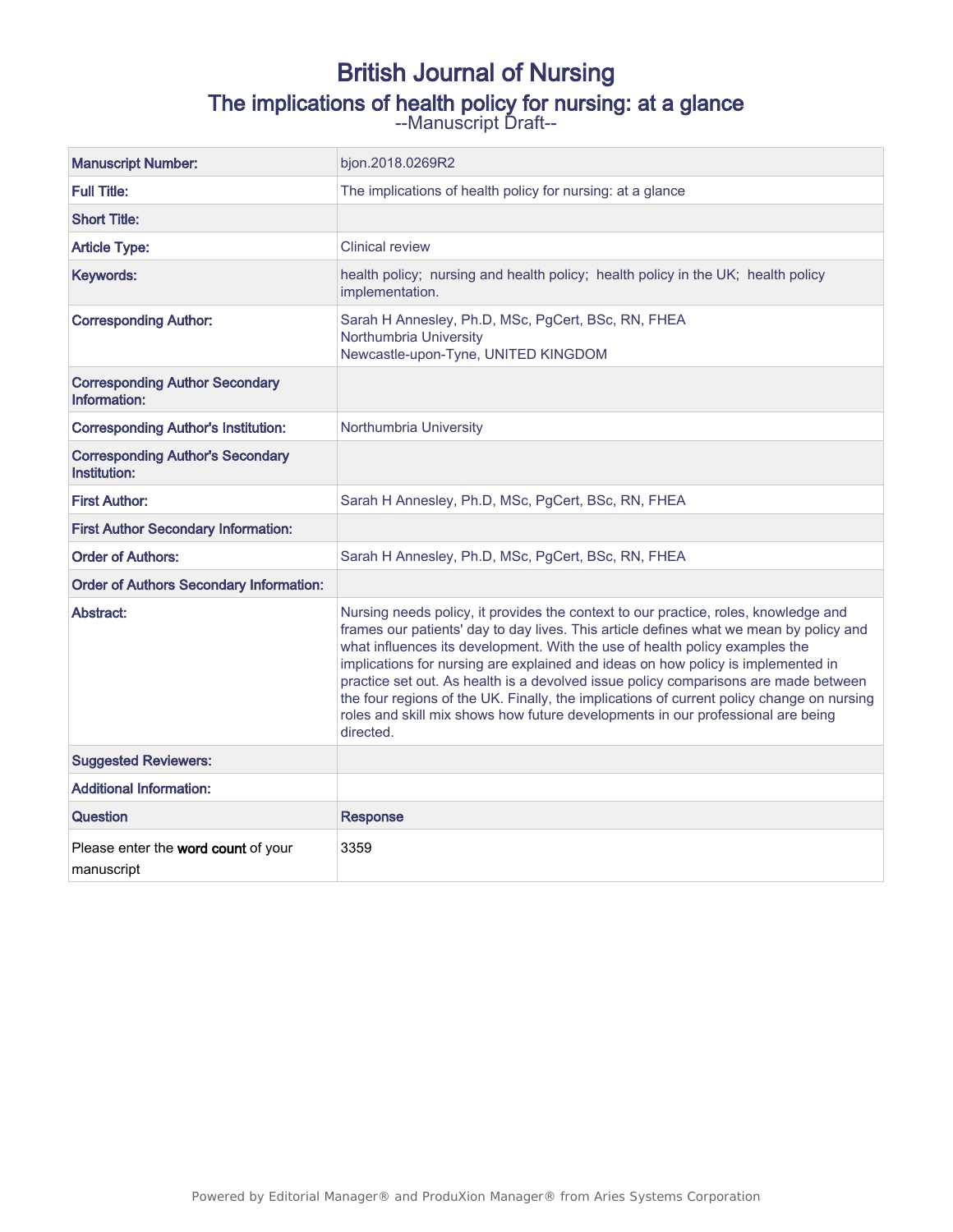# British Journal of Nursing

## The implications of health policy for nursing: at a glance

--Manuscript Draft--

| | |
|---|---|
| **Manuscript Number:** | bjon.2018.0269R2 |
| **Full Title:** | The implications of health policy for nursing: at a glance |
| **Short Title:** | |
| **Article Type:** | Clinical review |
| **Keywords:** | health policy; nursing and health policy; health policy in the UK; health policy implementation. |
| **Corresponding Author:** | Sarah H Annesley, Ph.D, MSc, PgCert, BSc, RN, FHEA<br>Northumbria University<br>Newcastle-upon-Tyne, UNITED KINGDOM |
| **Corresponding Author Secondary Information:** | |
| **Corresponding Author's Institution:** | Northumbria University |
| **Corresponding Author's Secondary Institution:** | |
| **First Author:** | Sarah H Annesley, Ph.D, MSc, PgCert, BSc, RN, FHEA |
| **First Author Secondary Information:** | |
| **Order of Authors:** | Sarah H Annesley, Ph.D, MSc, PgCert, BSc, RN, FHEA |
| **Order of Authors Secondary Information:** | |
| **Abstract:** | Nursing needs policy, it provides the context to our practice, roles, knowledge and frames our patients' day to day lives. This article defines what we mean by policy and what influences its development. With the use of health policy examples the implications for nursing are explained and ideas on how policy is implemented in practice set out. As health is a devolved issue policy comparisons are made between the four regions of the UK. Finally, the implications of current policy change on nursing roles and skill mix shows how future developments in our professional are being directed. |
| **Suggested Reviewers:** | |
| **Additional Information:** | |
| **Question** | **Response** |
| Please enter the **word count** of your manuscript | 3359 |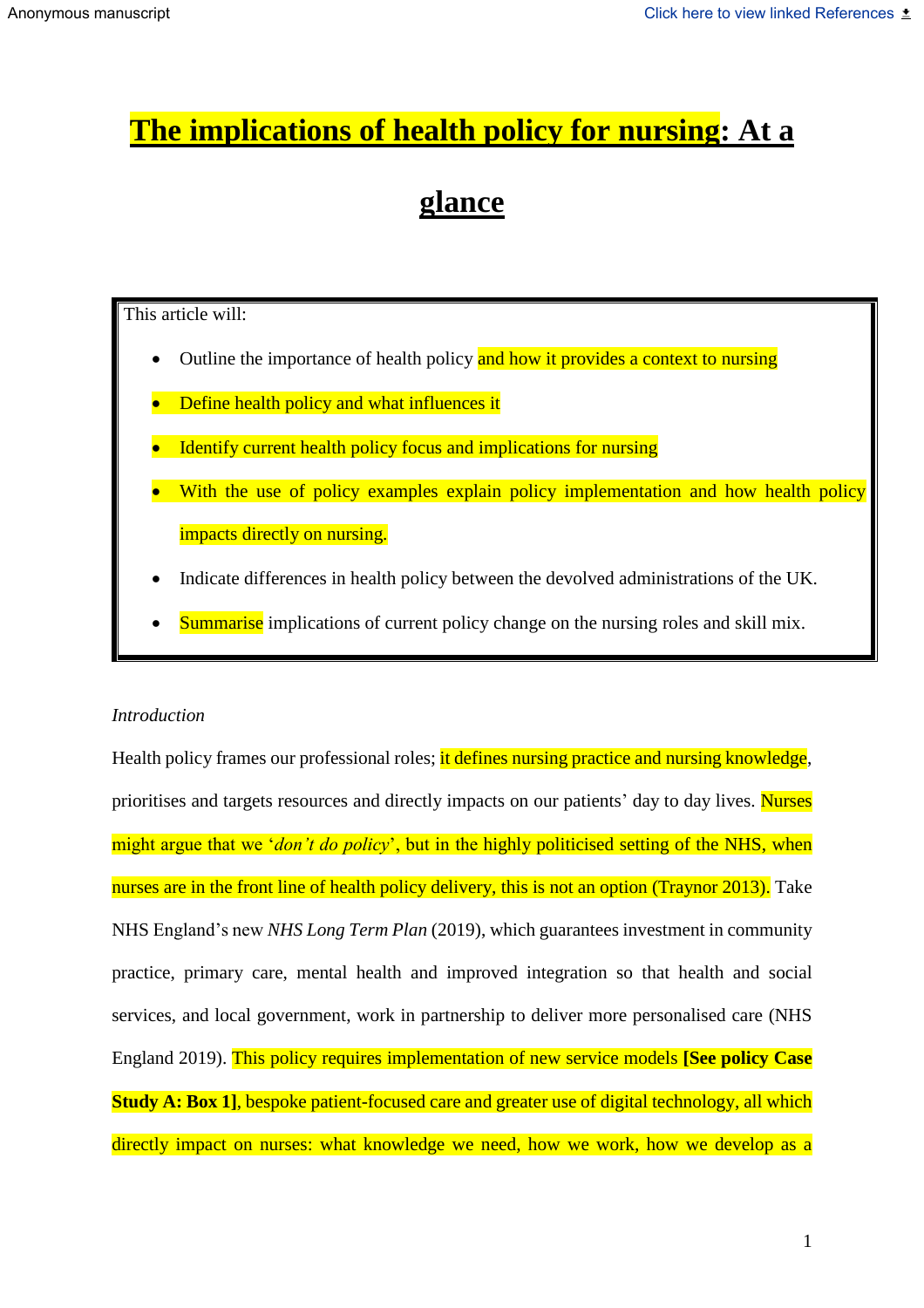# The implications of health policy for nursing: At a glance

This article will:

- Outline the importance of health policy and how it provides a context to nursing
- Define health policy and what influences it
- Identify current health policy focus and implications for nursing
- With the use of policy examples explain policy implementation and how health policy impacts directly on nursing.
- Indicate differences in health policy between the devolved administrations of the UK.
- Summarise implications of current policy change on the nursing roles and skill mix.

*Introduction*

Health policy frames our professional roles; it defines nursing practice and nursing knowledge, prioritises and targets resources and directly impacts on our patients' day to day lives. Nurses might argue that we '*don't do policy*', but in the highly politicised setting of the NHS, when nurses are in the front line of health policy delivery, this is not an option (Traynor 2013). Take NHS England's new *NHS Long Term Plan* (2019), which guarantees investment in community practice, primary care, mental health and improved integration so that health and social services, and local government, work in partnership to deliver more personalised care (NHS England 2019). This policy requires implementation of new service models **[See policy Case Study A: Box 1]**, bespoke patient-focused care and greater use of digital technology, all which directly impact on nurses: what knowledge we need, how we work, how we develop as a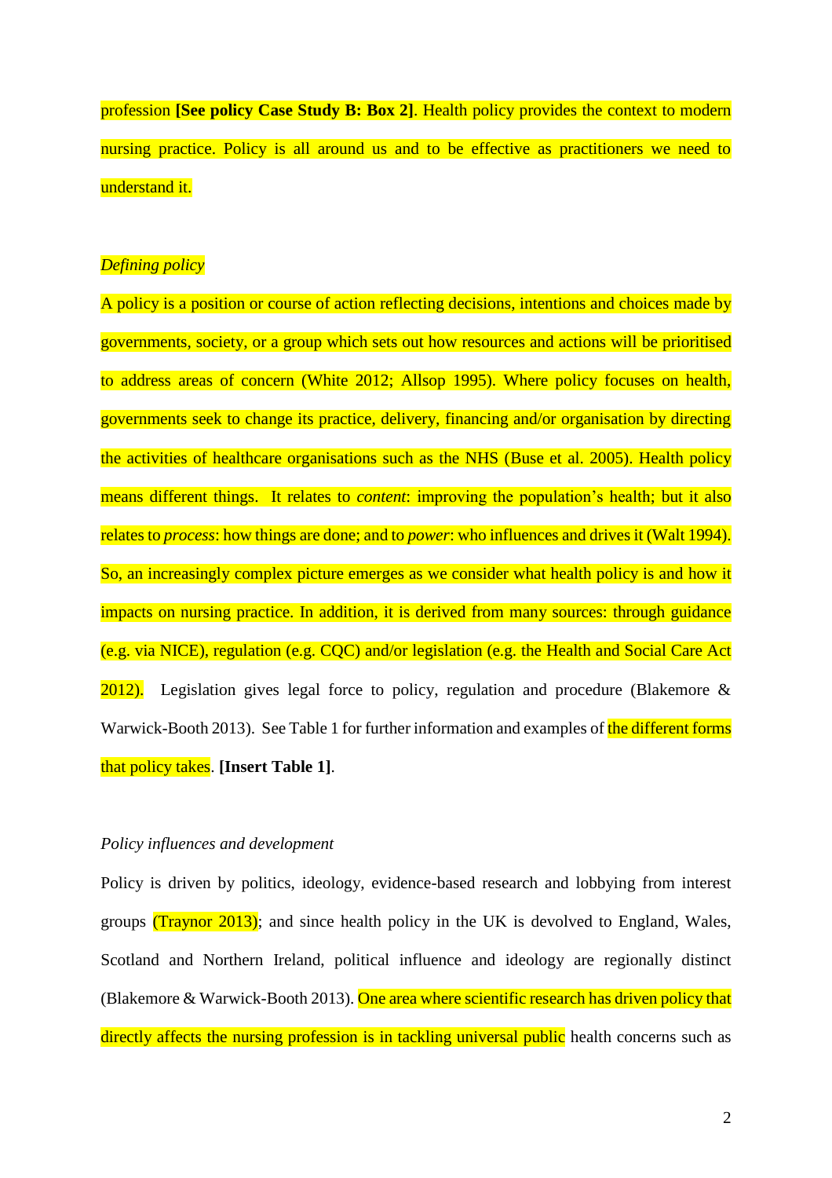profession **[See policy Case Study B: Box 2]**. Health policy provides the context to modern nursing practice. Policy is all around us and to be effective as practitioners we need to understand it.

*Defining policy*

A policy is a position or course of action reflecting decisions, intentions and choices made by governments, society, or a group which sets out how resources and actions will be prioritised to address areas of concern (White 2012; Allsop 1995). Where policy focuses on health, governments seek to change its practice, delivery, financing and/or organisation by directing the activities of healthcare organisations such as the NHS (Buse et al. 2005). Health policy means different things. It relates to *content*: improving the population's health; but it also relates to *process*: how things are done; and to *power*: who influences and drives it (Walt 1994). So, an increasingly complex picture emerges as we consider what health policy is and how it impacts on nursing practice. In addition, it is derived from many sources: through guidance (e.g. via NICE), regulation (e.g. CQC) and/or legislation (e.g. the Health and Social Care Act 2012). Legislation gives legal force to policy, regulation and procedure (Blakemore & Warwick-Booth 2013). See Table 1 for further information and examples of the different forms that policy takes. **[Insert Table 1]**.

*Policy influences and development*

Policy is driven by politics, ideology, evidence-based research and lobbying from interest groups (Traynor 2013); and since health policy in the UK is devolved to England, Wales, Scotland and Northern Ireland, political influence and ideology are regionally distinct (Blakemore & Warwick-Booth 2013). One area where scientific research has driven policy that directly affects the nursing profession is in tackling universal public health concerns such as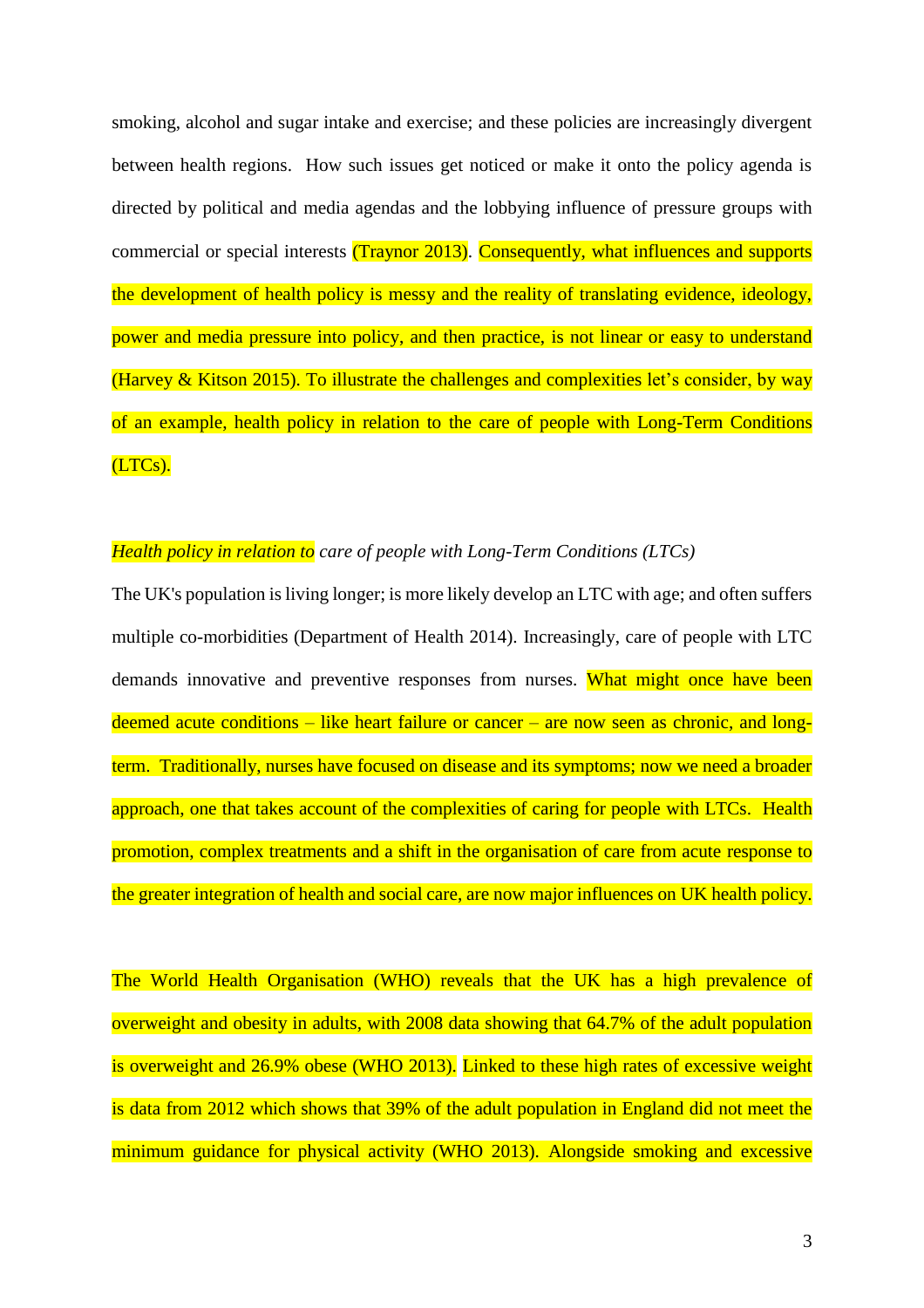smoking, alcohol and sugar intake and exercise; and these policies are increasingly divergent between health regions. How such issues get noticed or make it onto the policy agenda is directed by political and media agendas and the lobbying influence of pressure groups with commercial or special interests (Traynor 2013). Consequently, what influences and supports the development of health policy is messy and the reality of translating evidence, ideology, power and media pressure into policy, and then practice, is not linear or easy to understand (Harvey & Kitson 2015). To illustrate the challenges and complexities let's consider, by way of an example, health policy in relation to the care of people with Long-Term Conditions (LTCs).

*Health policy in relation to care of people with Long-Term Conditions (LTCs)*

The UK's population is living longer; is more likely develop an LTC with age; and often suffers multiple co-morbidities (Department of Health 2014). Increasingly, care of people with LTC demands innovative and preventive responses from nurses. What might once have been deemed acute conditions – like heart failure or cancer – are now seen as chronic, and long-term. Traditionally, nurses have focused on disease and its symptoms; now we need a broader approach, one that takes account of the complexities of caring for people with LTCs. Health promotion, complex treatments and a shift in the organisation of care from acute response to the greater integration of health and social care, are now major influences on UK health policy.

The World Health Organisation (WHO) reveals that the UK has a high prevalence of overweight and obesity in adults, with 2008 data showing that 64.7% of the adult population is overweight and 26.9% obese (WHO 2013). Linked to these high rates of excessive weight is data from 2012 which shows that 39% of the adult population in England did not meet the minimum guidance for physical activity (WHO 2013). Alongside smoking and excessive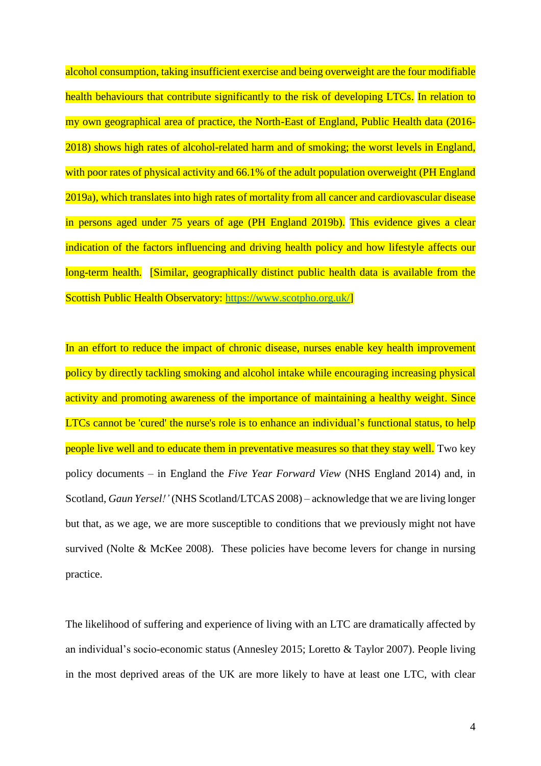alcohol consumption, taking insufficient exercise and being overweight are the four modifiable health behaviours that contribute significantly to the risk of developing LTCs. In relation to my own geographical area of practice, the North-East of England, Public Health data (2016-2018) shows high rates of alcohol-related harm and of smoking; the worst levels in England, with poor rates of physical activity and 66.1% of the adult population overweight (PH England 2019a), which translates into high rates of mortality from all cancer and cardiovascular disease in persons aged under 75 years of age (PH England 2019b). This evidence gives a clear indication of the factors influencing and driving health policy and how lifestyle affects our long-term health. [Similar, geographically distinct public health data is available from the Scottish Public Health Observatory: https://www.scotpho.org.uk/]

In an effort to reduce the impact of chronic disease, nurses enable key health improvement policy by directly tackling smoking and alcohol intake while encouraging increasing physical activity and promoting awareness of the importance of maintaining a healthy weight. Since LTCs cannot be 'cured' the nurse's role is to enhance an individual's functional status, to help people live well and to educate them in preventative measures so that they stay well. Two key policy documents – in England the *Five Year Forward View* (NHS England 2014) and, in Scotland, *Gaun Yersel!'* (NHS Scotland/LTCAS 2008) – acknowledge that we are living longer but that, as we age, we are more susceptible to conditions that we previously might not have survived (Nolte & McKee 2008). These policies have become levers for change in nursing practice.

The likelihood of suffering and experience of living with an LTC are dramatically affected by an individual's socio-economic status (Annesley 2015; Loretto & Taylor 2007). People living in the most deprived areas of the UK are more likely to have at least one LTC, with clear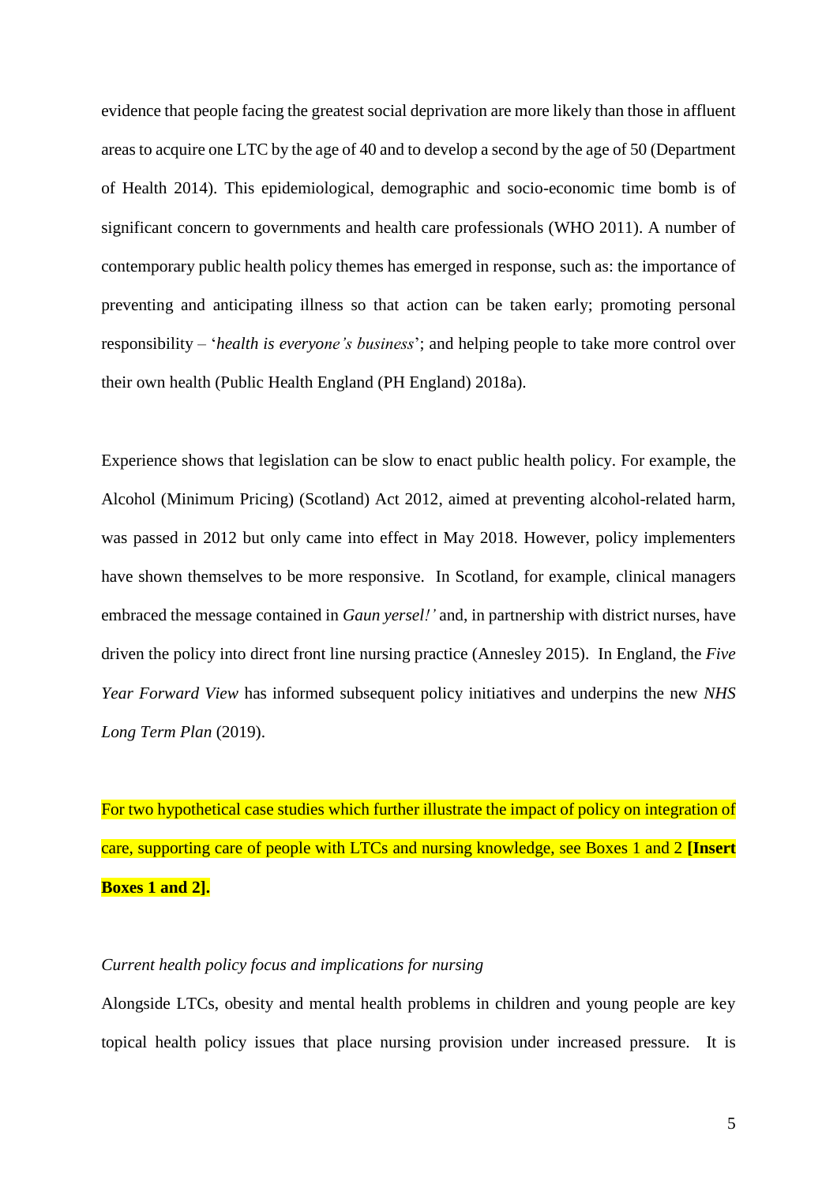evidence that people facing the greatest social deprivation are more likely than those in affluent areas to acquire one LTC by the age of 40 and to develop a second by the age of 50 (Department of Health 2014). This epidemiological, demographic and socio-economic time bomb is of significant concern to governments and health care professionals (WHO 2011). A number of contemporary public health policy themes has emerged in response, such as: the importance of preventing and anticipating illness so that action can be taken early; promoting personal responsibility – '*health is everyone's business*'; and helping people to take more control over their own health (Public Health England (PH England) 2018a).

Experience shows that legislation can be slow to enact public health policy. For example, the Alcohol (Minimum Pricing) (Scotland) Act 2012, aimed at preventing alcohol-related harm, was passed in 2012 but only came into effect in May 2018. However, policy implementers have shown themselves to be more responsive. In Scotland, for example, clinical managers embraced the message contained in *Gaun yersel!'* and, in partnership with district nurses, have driven the policy into direct front line nursing practice (Annesley 2015). In England, the *Five Year Forward View* has informed subsequent policy initiatives and underpins the new *NHS Long Term Plan* (2019).

For two hypothetical case studies which further illustrate the impact of policy on integration of care, supporting care of people with LTCs and nursing knowledge, see Boxes 1 and 2 **[Insert Boxes 1 and 2].**

*Current health policy focus and implications for nursing*

Alongside LTCs, obesity and mental health problems in children and young people are key topical health policy issues that place nursing provision under increased pressure. It is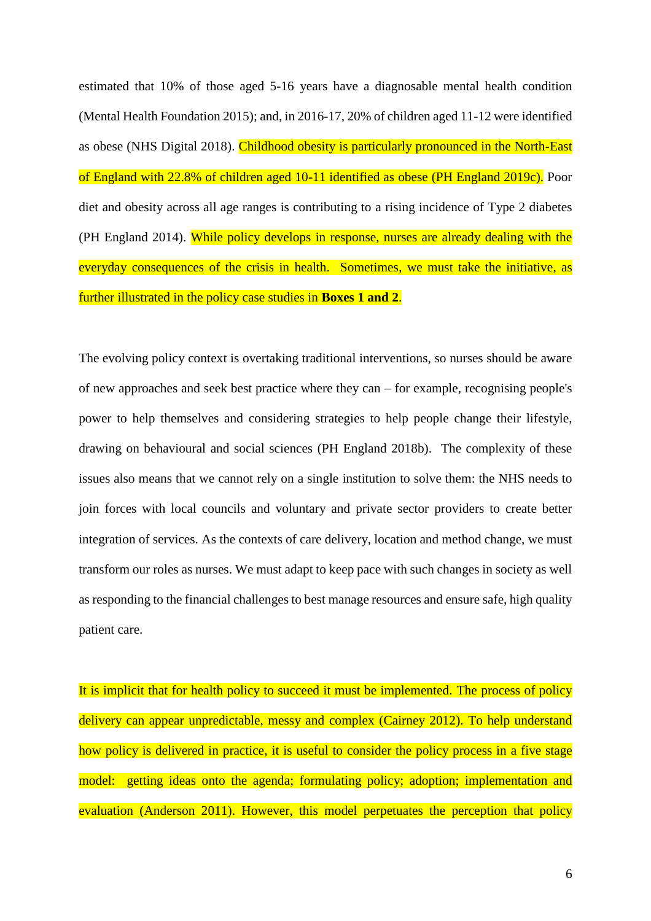estimated that 10% of those aged 5-16 years have a diagnosable mental health condition (Mental Health Foundation 2015); and, in 2016-17, 20% of children aged 11-12 were identified as obese (NHS Digital 2018). Childhood obesity is particularly pronounced in the North-East of England with 22.8% of children aged 10-11 identified as obese (PH England 2019c). Poor diet and obesity across all age ranges is contributing to a rising incidence of Type 2 diabetes (PH England 2014). While policy develops in response, nurses are already dealing with the everyday consequences of the crisis in health. Sometimes, we must take the initiative, as further illustrated in the policy case studies in **Boxes 1 and 2**.

The evolving policy context is overtaking traditional interventions, so nurses should be aware of new approaches and seek best practice where they can – for example, recognising people's power to help themselves and considering strategies to help people change their lifestyle, drawing on behavioural and social sciences (PH England 2018b). The complexity of these issues also means that we cannot rely on a single institution to solve them: the NHS needs to join forces with local councils and voluntary and private sector providers to create better integration of services. As the contexts of care delivery, location and method change, we must transform our roles as nurses. We must adapt to keep pace with such changes in society as well as responding to the financial challenges to best manage resources and ensure safe, high quality patient care.

It is implicit that for health policy to succeed it must be implemented. The process of policy delivery can appear unpredictable, messy and complex (Cairney 2012). To help understand how policy is delivered in practice, it is useful to consider the policy process in a five stage model: getting ideas onto the agenda; formulating policy; adoption; implementation and evaluation (Anderson 2011). However, this model perpetuates the perception that policy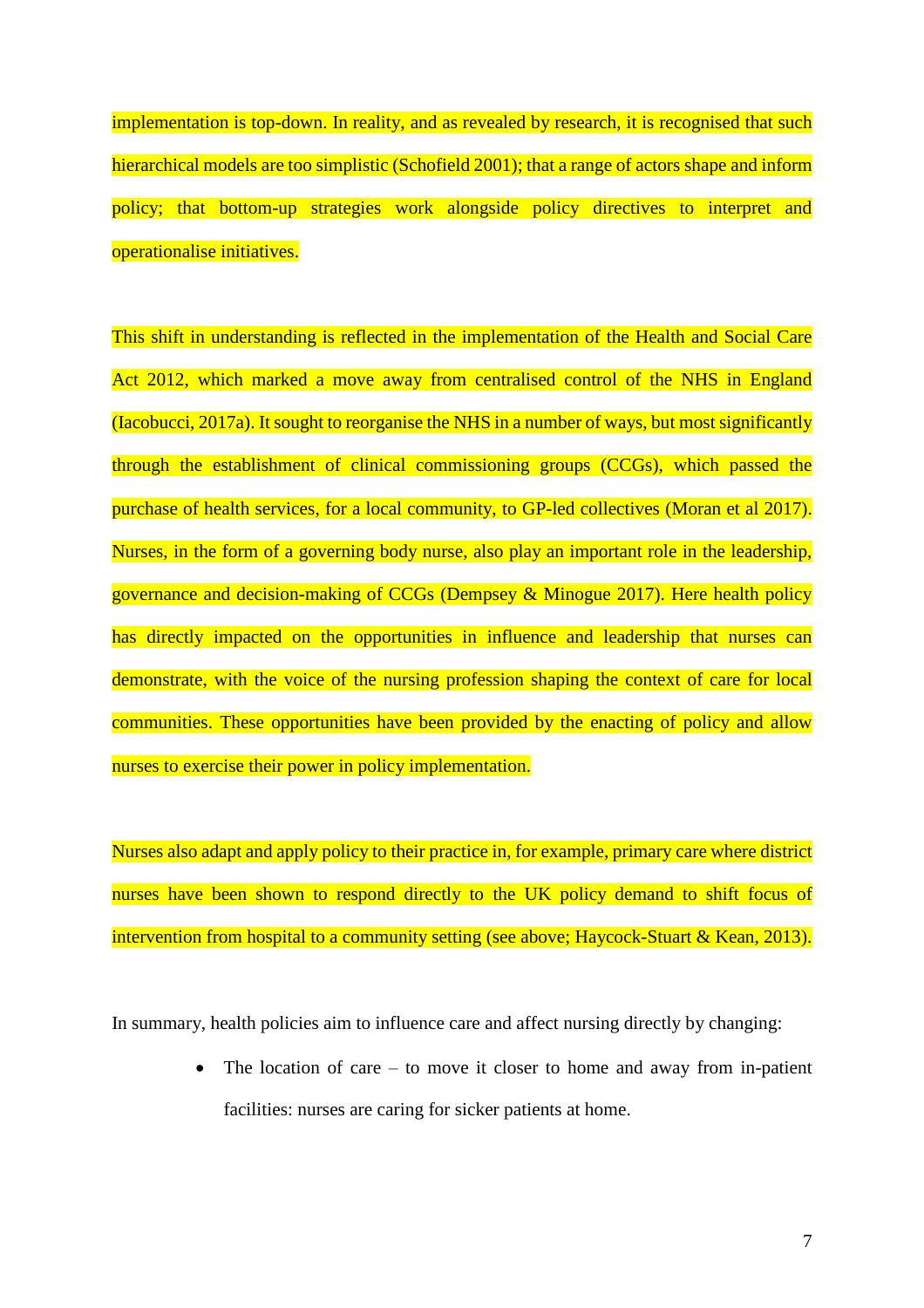implementation is top-down. In reality, and as revealed by research, it is recognised that such hierarchical models are too simplistic (Schofield 2001); that a range of actors shape and inform policy; that bottom-up strategies work alongside policy directives to interpret and operationalise initiatives.

This shift in understanding is reflected in the implementation of the Health and Social Care Act 2012, which marked a move away from centralised control of the NHS in England (Iacobucci, 2017a). It sought to reorganise the NHS in a number of ways, but most significantly through the establishment of clinical commissioning groups (CCGs), which passed the purchase of health services, for a local community, to GP-led collectives (Moran et al 2017). Nurses, in the form of a governing body nurse, also play an important role in the leadership, governance and decision-making of CCGs (Dempsey & Minogue 2017). Here health policy has directly impacted on the opportunities in influence and leadership that nurses can demonstrate, with the voice of the nursing profession shaping the context of care for local communities. These opportunities have been provided by the enacting of policy and allow nurses to exercise their power in policy implementation.

Nurses also adapt and apply policy to their practice in, for example, primary care where district nurses have been shown to respond directly to the UK policy demand to shift focus of intervention from hospital to a community setting (see above; Haycock-Stuart & Kean, 2013).

In summary, health policies aim to influence care and affect nursing directly by changing:

- The location of care – to move it closer to home and away from in-patient facilities: nurses are caring for sicker patients at home.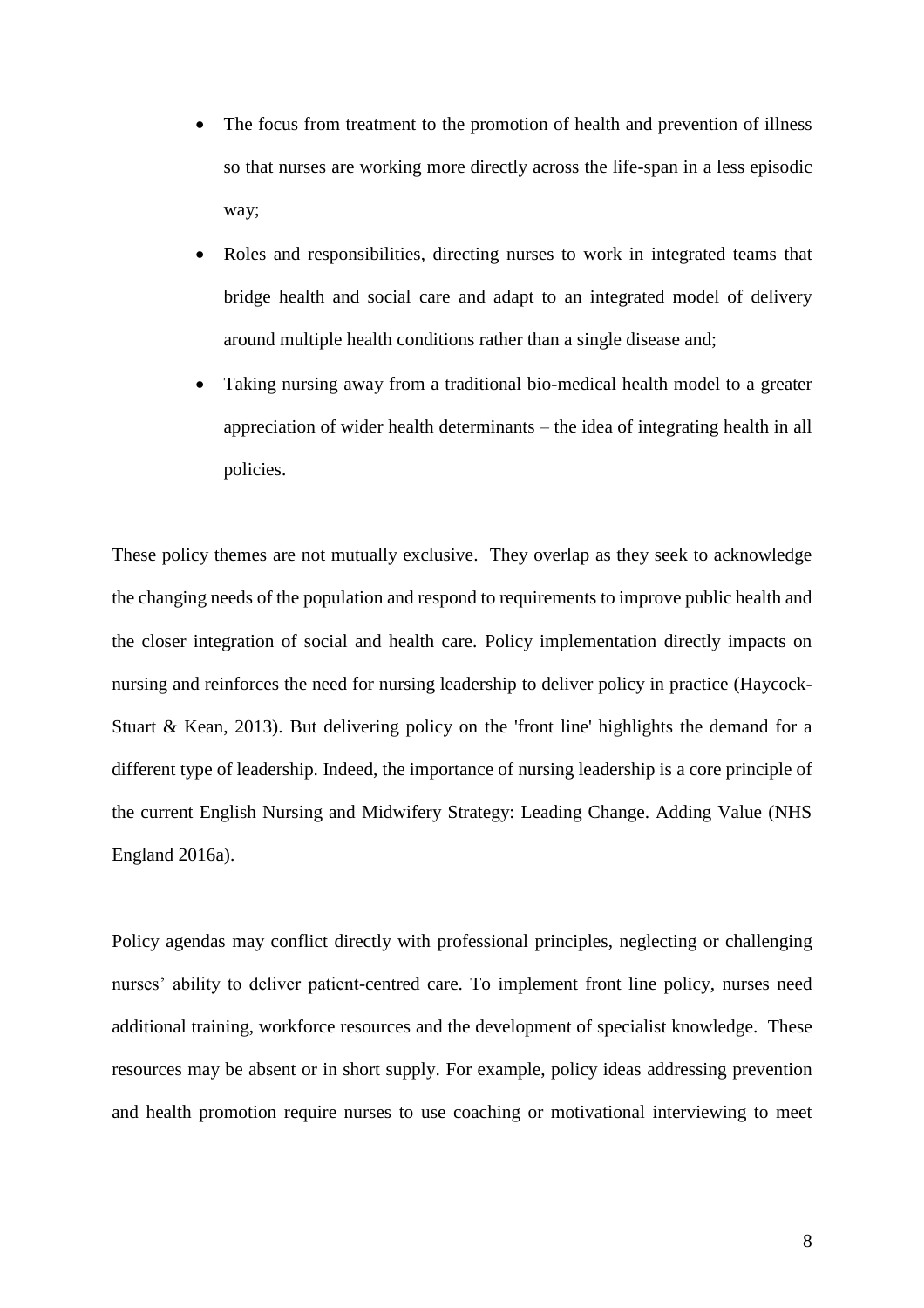- The focus from treatment to the promotion of health and prevention of illness so that nurses are working more directly across the life-span in a less episodic way;
- Roles and responsibilities, directing nurses to work in integrated teams that bridge health and social care and adapt to an integrated model of delivery around multiple health conditions rather than a single disease and;
- Taking nursing away from a traditional bio-medical health model to a greater appreciation of wider health determinants – the idea of integrating health in all policies.

These policy themes are not mutually exclusive. They overlap as they seek to acknowledge the changing needs of the population and respond to requirements to improve public health and the closer integration of social and health care. Policy implementation directly impacts on nursing and reinforces the need for nursing leadership to deliver policy in practice (Haycock-Stuart & Kean, 2013). But delivering policy on the 'front line' highlights the demand for a different type of leadership. Indeed, the importance of nursing leadership is a core principle of the current English Nursing and Midwifery Strategy: Leading Change. Adding Value (NHS England 2016a).

Policy agendas may conflict directly with professional principles, neglecting or challenging nurses' ability to deliver patient-centred care. To implement front line policy, nurses need additional training, workforce resources and the development of specialist knowledge. These resources may be absent or in short supply. For example, policy ideas addressing prevention and health promotion require nurses to use coaching or motivational interviewing to meet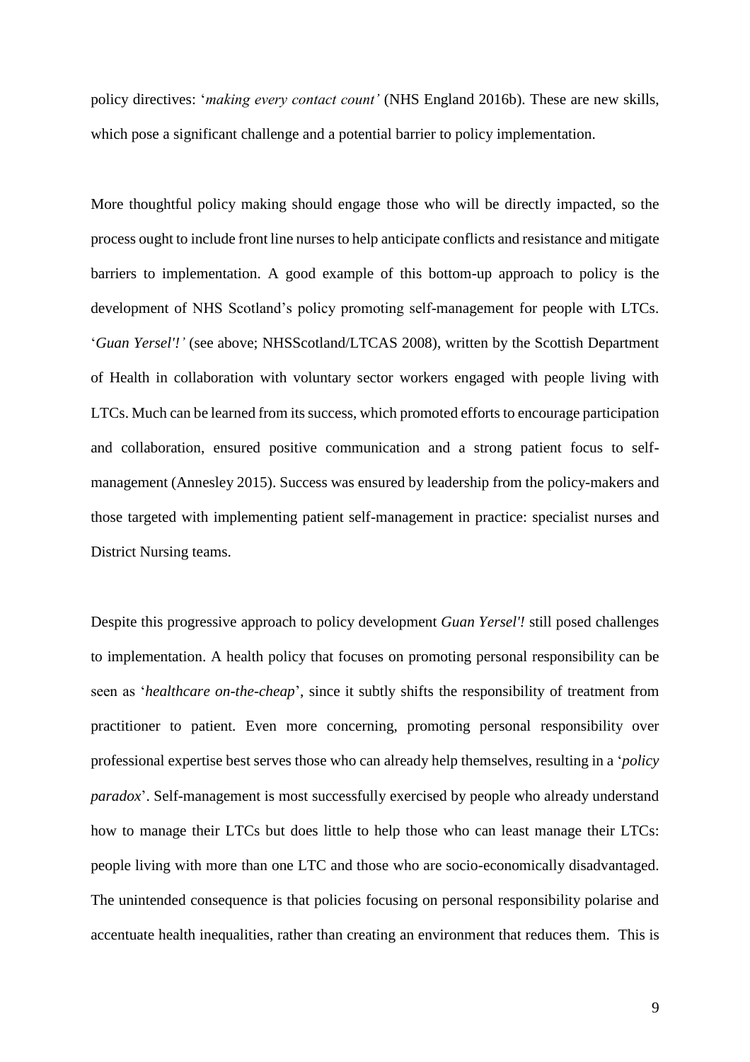policy directives: '*making every contact count'* (NHS England 2016b). These are new skills, which pose a significant challenge and a potential barrier to policy implementation.

More thoughtful policy making should engage those who will be directly impacted, so the process ought to include front line nurses to help anticipate conflicts and resistance and mitigate barriers to implementation. A good example of this bottom-up approach to policy is the development of NHS Scotland's policy promoting self-management for people with LTCs. '*Guan Yersel'!'* (see above; NHSScotland/LTCAS 2008), written by the Scottish Department of Health in collaboration with voluntary sector workers engaged with people living with LTCs. Much can be learned from its success, which promoted efforts to encourage participation and collaboration, ensured positive communication and a strong patient focus to self-management (Annesley 2015). Success was ensured by leadership from the policy-makers and those targeted with implementing patient self-management in practice: specialist nurses and District Nursing teams.

Despite this progressive approach to policy development *Guan Yersel'!* still posed challenges to implementation. A health policy that focuses on promoting personal responsibility can be seen as '*healthcare on-the-cheap*', since it subtly shifts the responsibility of treatment from practitioner to patient. Even more concerning, promoting personal responsibility over professional expertise best serves those who can already help themselves, resulting in a '*policy paradox*'. Self-management is most successfully exercised by people who already understand how to manage their LTCs but does little to help those who can least manage their LTCs: people living with more than one LTC and those who are socio-economically disadvantaged. The unintended consequence is that policies focusing on personal responsibility polarise and accentuate health inequalities, rather than creating an environment that reduces them. This is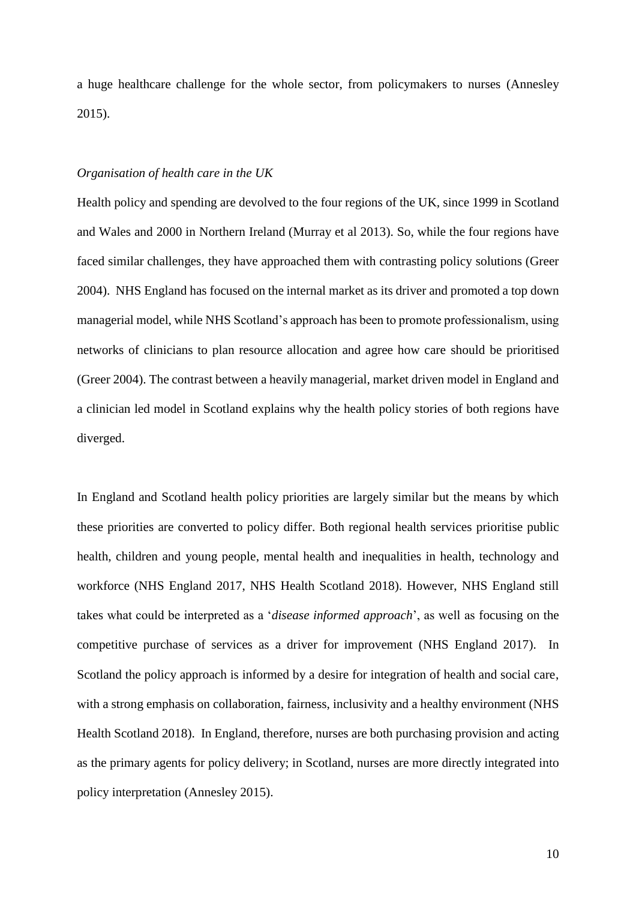a huge healthcare challenge for the whole sector, from policymakers to nurses (Annesley 2015).

*Organisation of health care in the UK*

Health policy and spending are devolved to the four regions of the UK, since 1999 in Scotland and Wales and 2000 in Northern Ireland (Murray et al 2013). So, while the four regions have faced similar challenges, they have approached them with contrasting policy solutions (Greer 2004). NHS England has focused on the internal market as its driver and promoted a top down managerial model, while NHS Scotland's approach has been to promote professionalism, using networks of clinicians to plan resource allocation and agree how care should be prioritised (Greer 2004). The contrast between a heavily managerial, market driven model in England and a clinician led model in Scotland explains why the health policy stories of both regions have diverged.

In England and Scotland health policy priorities are largely similar but the means by which these priorities are converted to policy differ. Both regional health services prioritise public health, children and young people, mental health and inequalities in health, technology and workforce (NHS England 2017, NHS Health Scotland 2018). However, NHS England still takes what could be interpreted as a '*disease informed approach*', as well as focusing on the competitive purchase of services as a driver for improvement (NHS England 2017). In Scotland the policy approach is informed by a desire for integration of health and social care, with a strong emphasis on collaboration, fairness, inclusivity and a healthy environment (NHS Health Scotland 2018). In England, therefore, nurses are both purchasing provision and acting as the primary agents for policy delivery; in Scotland, nurses are more directly integrated into policy interpretation (Annesley 2015).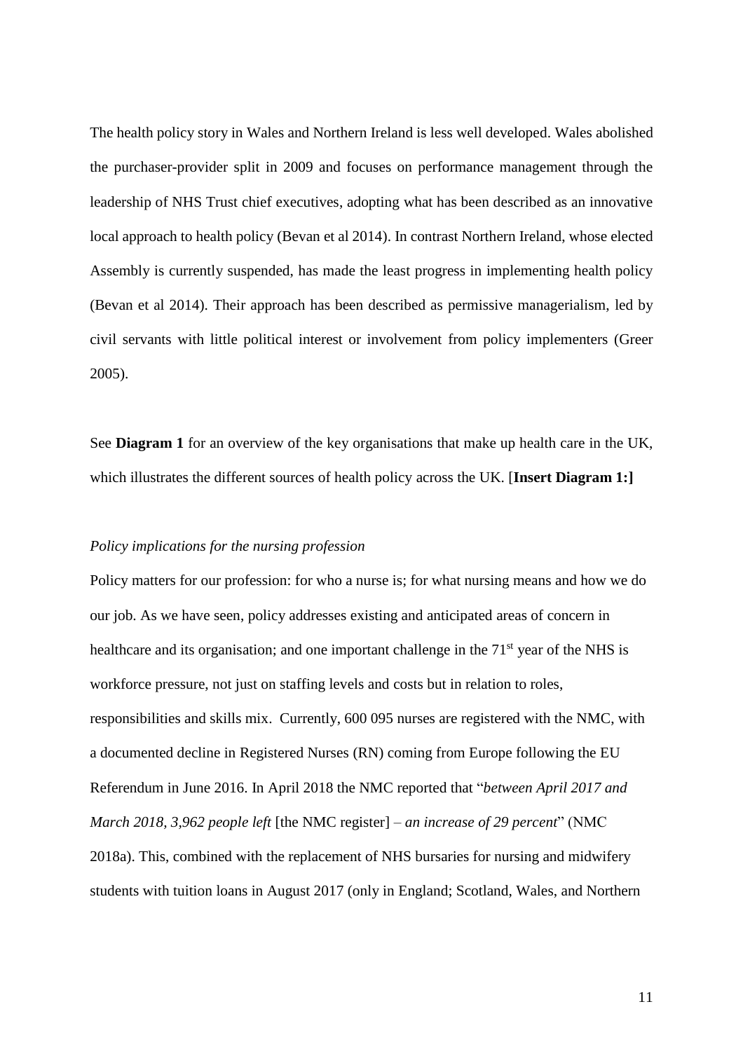The health policy story in Wales and Northern Ireland is less well developed. Wales abolished the purchaser-provider split in 2009 and focuses on performance management through the leadership of NHS Trust chief executives, adopting what has been described as an innovative local approach to health policy (Bevan et al 2014). In contrast Northern Ireland, whose elected Assembly is currently suspended, has made the least progress in implementing health policy (Bevan et al 2014). Their approach has been described as permissive managerialism, led by civil servants with little political interest or involvement from policy implementers (Greer 2005).

See **Diagram 1** for an overview of the key organisations that make up health care in the UK, which illustrates the different sources of health policy across the UK. [**Insert Diagram 1:]**

*Policy implications for the nursing profession*

Policy matters for our profession: for who a nurse is; for what nursing means and how we do our job. As we have seen, policy addresses existing and anticipated areas of concern in healthcare and its organisation; and one important challenge in the 71st year of the NHS is workforce pressure, not just on staffing levels and costs but in relation to roles, responsibilities and skills mix. Currently, 600 095 nurses are registered with the NMC, with a documented decline in Registered Nurses (RN) coming from Europe following the EU Referendum in June 2016. In April 2018 the NMC reported that "*between April 2017 and March 2018, 3,962 people left* [the NMC register] – *an increase of 29 percent*" (NMC 2018a). This, combined with the replacement of NHS bursaries for nursing and midwifery students with tuition loans in August 2017 (only in England; Scotland, Wales, and Northern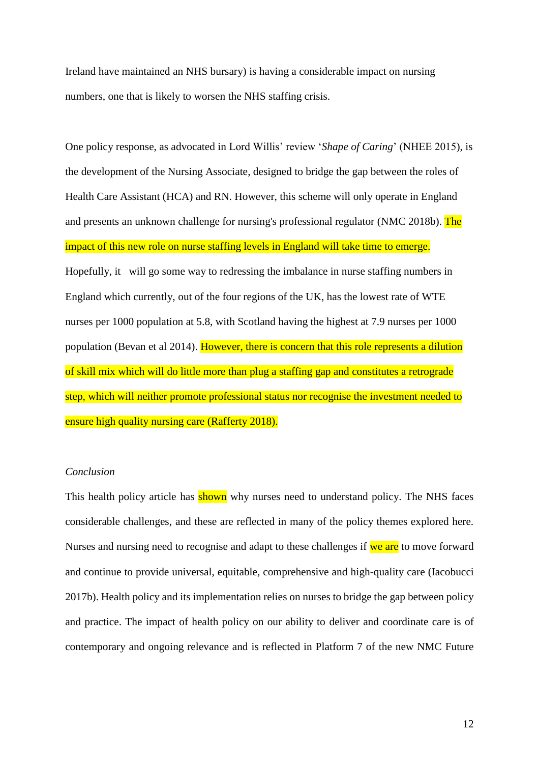Ireland have maintained an NHS bursary) is having a considerable impact on nursing numbers, one that is likely to worsen the NHS staffing crisis.

One policy response, as advocated in Lord Willis' review '*Shape of Caring*' (NHEE 2015), is the development of the Nursing Associate, designed to bridge the gap between the roles of Health Care Assistant (HCA) and RN. However, this scheme will only operate in England and presents an unknown challenge for nursing's professional regulator (NMC 2018b). The impact of this new role on nurse staffing levels in England will take time to emerge. Hopefully, it will go some way to redressing the imbalance in nurse staffing numbers in England which currently, out of the four regions of the UK, has the lowest rate of WTE nurses per 1000 population at 5.8, with Scotland having the highest at 7.9 nurses per 1000 population (Bevan et al 2014). However, there is concern that this role represents a dilution of skill mix which will do little more than plug a staffing gap and constitutes a retrograde step, which will neither promote professional status nor recognise the investment needed to ensure high quality nursing care (Rafferty 2018).

*Conclusion*

This health policy article has shown why nurses need to understand policy. The NHS faces considerable challenges, and these are reflected in many of the policy themes explored here. Nurses and nursing need to recognise and adapt to these challenges if we are to move forward and continue to provide universal, equitable, comprehensive and high-quality care (Iacobucci 2017b). Health policy and its implementation relies on nurses to bridge the gap between policy and practice. The impact of health policy on our ability to deliver and coordinate care is of contemporary and ongoing relevance and is reflected in Platform 7 of the new NMC Future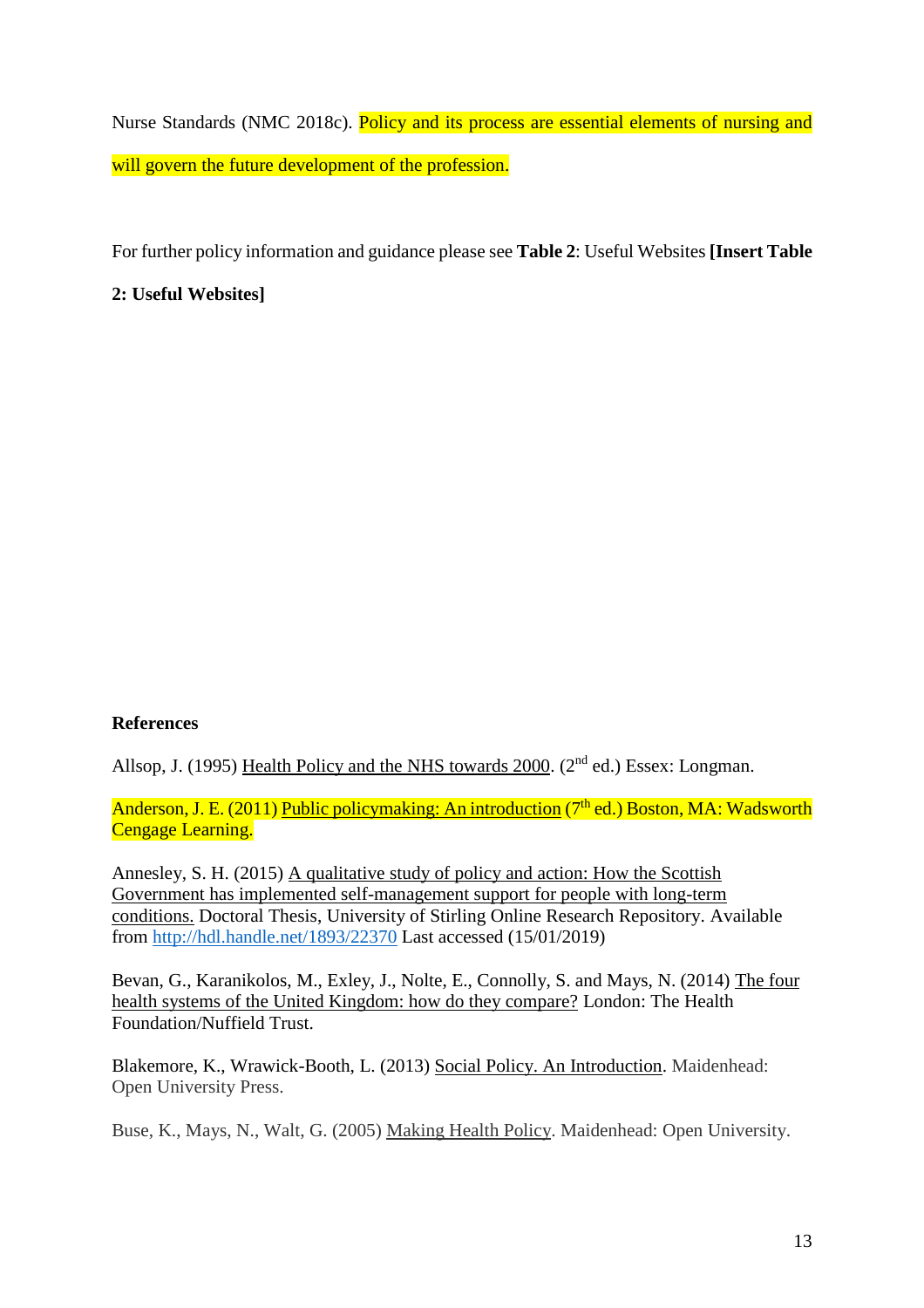Nurse Standards (NMC 2018c). Policy and its process are essential elements of nursing and will govern the future development of the profession.

For further policy information and guidance please see **Table 2**: Useful Websites **[Insert Table 2: Useful Websites]**

## References

Allsop, J. (1995) Health Policy and the NHS towards 2000. (2nd ed.) Essex: Longman.

Anderson, J. E. (2011) Public policymaking: An introduction (7th ed.) Boston, MA: Wadsworth Cengage Learning.

Annesley, S. H. (2015) A qualitative study of policy and action: How the Scottish Government has implemented self-management support for people with long-term conditions. Doctoral Thesis, University of Stirling Online Research Repository. Available from http://hdl.handle.net/1893/22370 Last accessed (15/01/2019)

Bevan, G., Karanikolos, M., Exley, J., Nolte, E., Connolly, S. and Mays, N. (2014) The four health systems of the United Kingdom: how do they compare? London: The Health Foundation/Nuffield Trust.

Blakemore, K., Wrawick-Booth, L. (2013) Social Policy. An Introduction. Maidenhead: Open University Press.

Buse, K., Mays, N., Walt, G. (2005) Making Health Policy. Maidenhead: Open University.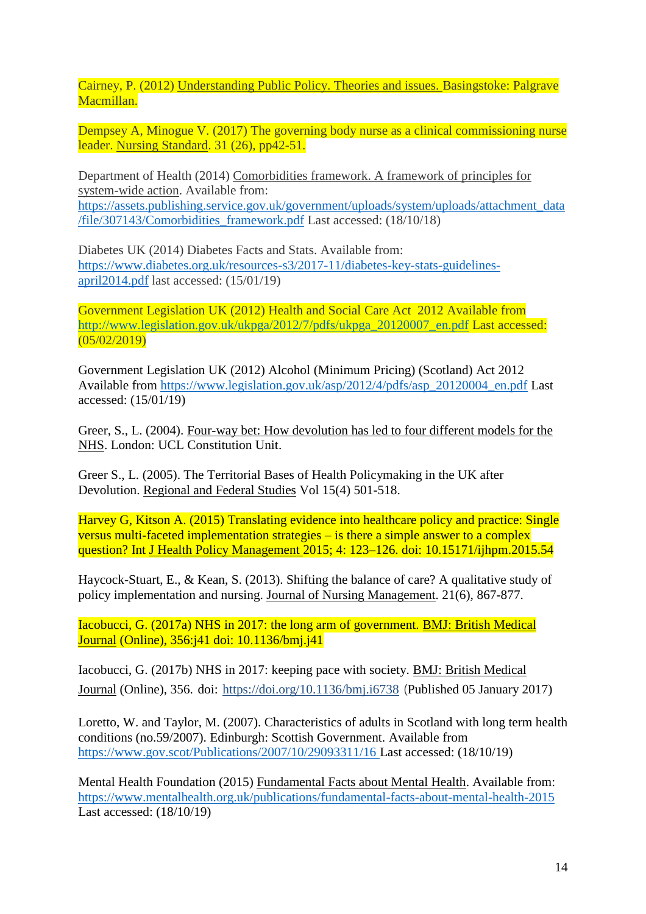Cairney, P. (2012) Understanding Public Policy. Theories and issues. Basingstoke: Palgrave Macmillan.

Dempsey A, Minogue V. (2017) The governing body nurse as a clinical commissioning nurse leader. Nursing Standard. 31 (26), pp42-51.

Department of Health (2014) Comorbidities framework. A framework of principles for system-wide action. Available from: https://assets.publishing.service.gov.uk/government/uploads/system/uploads/attachment_data/file/307143/Comorbidities_framework.pdf Last accessed: (18/10/18)

Diabetes UK (2014) Diabetes Facts and Stats. Available from: https://www.diabetes.org.uk/resources-s3/2017-11/diabetes-key-stats-guidelines-april2014.pdf last accessed: (15/01/19)

Government Legislation UK (2012) Health and Social Care Act 2012 Available from http://www.legislation.gov.uk/ukpga/2012/7/pdfs/ukpga_20120007_en.pdf Last accessed: (05/02/2019)

Government Legislation UK (2012) Alcohol (Minimum Pricing) (Scotland) Act 2012 Available from https://www.legislation.gov.uk/asp/2012/4/pdfs/asp_20120004_en.pdf Last accessed: (15/01/19)

Greer, S., L. (2004). Four-way bet: How devolution has led to four different models for the NHS. London: UCL Constitution Unit.

Greer S., L. (2005). The Territorial Bases of Health Policymaking in the UK after Devolution. Regional and Federal Studies Vol 15(4) 501-518.

Harvey G, Kitson A. (2015) Translating evidence into healthcare policy and practice: Single versus multi-faceted implementation strategies – is there a simple answer to a complex question? Int J Health Policy Management 2015; 4: 123–126. doi: 10.15171/ijhpm.2015.54

Haycock-Stuart, E., & Kean, S. (2013). Shifting the balance of care? A qualitative study of policy implementation and nursing. Journal of Nursing Management. 21(6), 867-877.

Iacobucci, G. (2017a) NHS in 2017: the long arm of government. BMJ: British Medical Journal (Online), 356:j41 doi: 10.1136/bmj.j41

Iacobucci, G. (2017b) NHS in 2017: keeping pace with society. BMJ: British Medical Journal (Online), 356. doi: https://doi.org/10.1136/bmj.i6738 (Published 05 January 2017)

Loretto, W. and Taylor, M. (2007). Characteristics of adults in Scotland with long term health conditions (no.59/2007). Edinburgh: Scottish Government. Available from https://www.gov.scot/Publications/2007/10/29093311/16 Last accessed: (18/10/19)

Mental Health Foundation (2015) Fundamental Facts about Mental Health. Available from: https://www.mentalhealth.org.uk/publications/fundamental-facts-about-mental-health-2015 Last accessed: (18/10/19)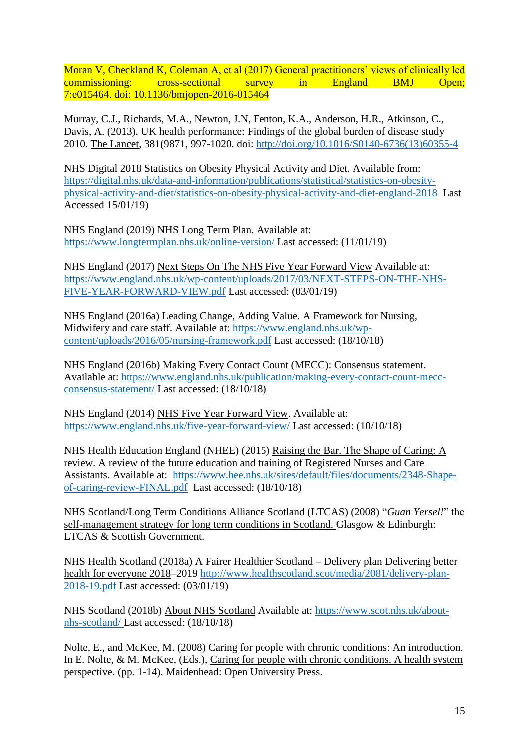Moran V, Checkland K, Coleman A, et al (2017) General practitioners' views of clinically led commissioning: cross-sectional survey in England BMJ Open; 7:e015464. doi: 10.1136/bmjopen-2016-015464

Murray, C.J., Richards, M.A., Newton, J.N, Fenton, K.A., Anderson, H.R., Atkinson, C., Davis, A. (2013). UK health performance: Findings of the global burden of disease study 2010. The Lancet, 381(9871, 997-1020. doi: http://doi.org/10.1016/S0140-6736(13)60355-4

NHS Digital 2018 Statistics on Obesity Physical Activity and Diet. Available from: https://digital.nhs.uk/data-and-information/publications/statistical/statistics-on-obesity-physical-activity-and-diet/statistics-on-obesity-physical-activity-and-diet-england-2018 Last Accessed 15/01/19)

NHS England (2019) NHS Long Term Plan. Available at: https://www.longtermplan.nhs.uk/online-version/ Last accessed: (11/01/19)

NHS England (2017) Next Steps On The NHS Five Year Forward View Available at: https://www.england.nhs.uk/wp-content/uploads/2017/03/NEXT-STEPS-ON-THE-NHS-FIVE-YEAR-FORWARD-VIEW.pdf Last accessed: (03/01/19)

NHS England (2016a) Leading Change, Adding Value. A Framework for Nursing, Midwifery and care staff. Available at: https://www.england.nhs.uk/wp-content/uploads/2016/05/nursing-framework.pdf Last accessed: (18/10/18)

NHS England (2016b) Making Every Contact Count (MECC): Consensus statement. Available at: https://www.england.nhs.uk/publication/making-every-contact-count-mecc-consensus-statement/ Last accessed: (18/10/18)

NHS England (2014) NHS Five Year Forward View. Available at: https://www.england.nhs.uk/five-year-forward-view/ Last accessed: (10/10/18)

NHS Health Education England (NHEE) (2015) Raising the Bar. The Shape of Caring: A review. A review of the future education and training of Registered Nurses and Care Assistants. Available at: https://www.hee.nhs.uk/sites/default/files/documents/2348-Shape-of-caring-review-FINAL.pdf Last accessed: (18/10/18)

NHS Scotland/Long Term Conditions Alliance Scotland (LTCAS) (2008) "*Guan Yersel!*" the self-management strategy for long term conditions in Scotland. Glasgow & Edinburgh: LTCAS & Scottish Government.

NHS Health Scotland (2018a) A Fairer Healthier Scotland – Delivery plan Delivering better health for everyone 2018–2019 http://www.healthscotland.scot/media/2081/delivery-plan-2018-19.pdf Last accessed: (03/01/19)

NHS Scotland (2018b) About NHS Scotland Available at: https://www.scot.nhs.uk/about-nhs-scotland/ Last accessed: (18/10/18)

Nolte, E., and McKee, M. (2008) Caring for people with chronic conditions: An introduction. In E. Nolte, & M. McKee, (Eds.), Caring for people with chronic conditions. A health system perspective. (pp. 1-14). Maidenhead: Open University Press.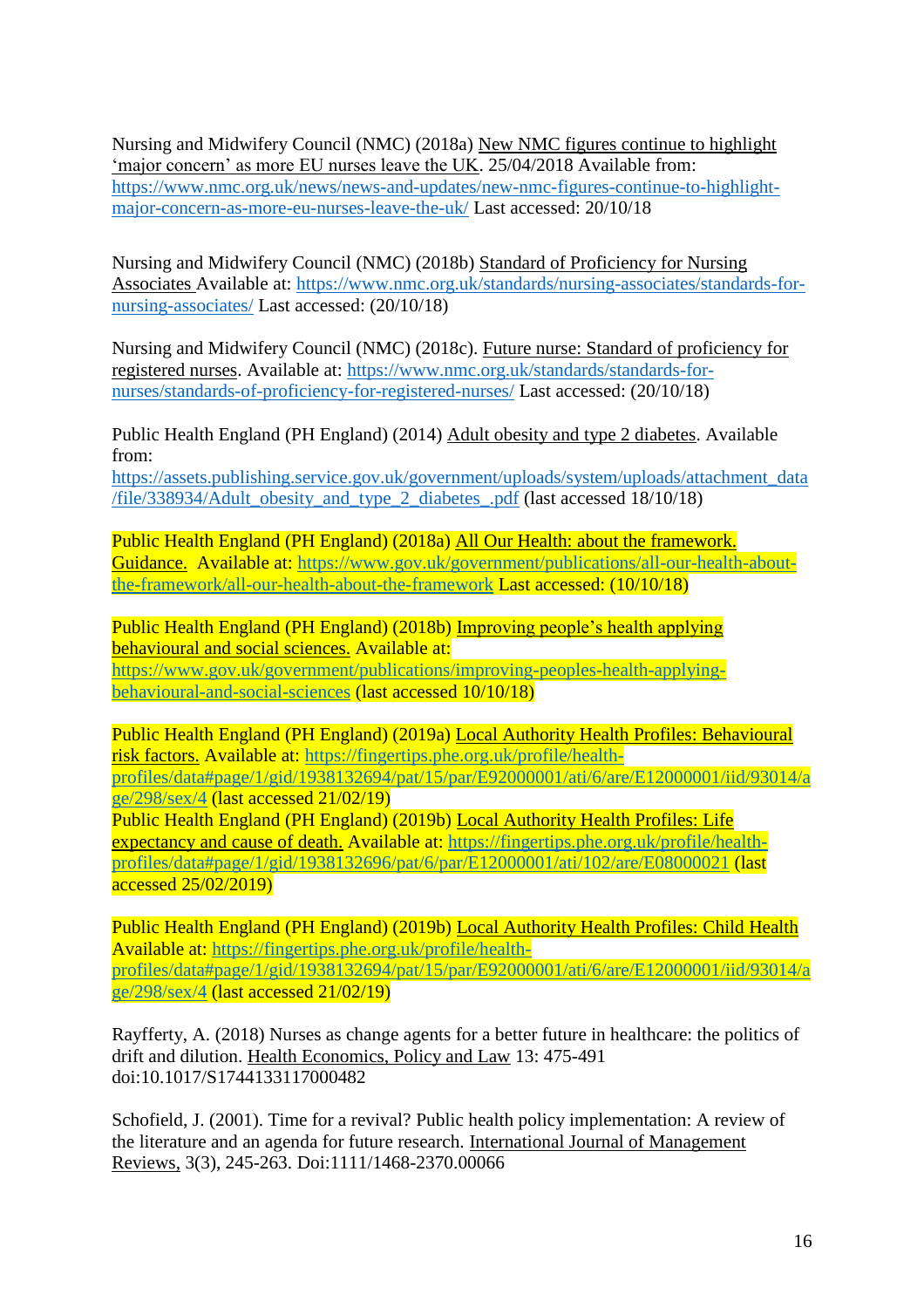Nursing and Midwifery Council (NMC) (2018a) New NMC figures continue to highlight 'major concern' as more EU nurses leave the UK. 25/04/2018 Available from: https://www.nmc.org.uk/news/news-and-updates/new-nmc-figures-continue-to-highlight-major-concern-as-more-eu-nurses-leave-the-uk/ Last accessed: 20/10/18

Nursing and Midwifery Council (NMC) (2018b) Standard of Proficiency for Nursing Associates Available at: https://www.nmc.org.uk/standards/nursing-associates/standards-for-nursing-associates/ Last accessed: (20/10/18)

Nursing and Midwifery Council (NMC) (2018c). Future nurse: Standard of proficiency for registered nurses. Available at: https://www.nmc.org.uk/standards/standards-for-nurses/standards-of-proficiency-for-registered-nurses/ Last accessed: (20/10/18)

Public Health England (PH England) (2014) Adult obesity and type 2 diabetes. Available from: https://assets.publishing.service.gov.uk/government/uploads/system/uploads/attachment_data/file/338934/Adult_obesity_and_type_2_diabetes_.pdf (last accessed 18/10/18)

Public Health England (PH England) (2018a) All Our Health: about the framework. Guidance. Available at: https://www.gov.uk/government/publications/all-our-health-about-the-framework/all-our-health-about-the-framework Last accessed: (10/10/18)

Public Health England (PH England) (2018b) Improving people's health applying behavioural and social sciences. Available at: https://www.gov.uk/government/publications/improving-peoples-health-applying-behavioural-and-social-sciences (last accessed 10/10/18)

Public Health England (PH England) (2019a) Local Authority Health Profiles: Behavioural risk factors. Available at: https://fingertips.phe.org.uk/profile/health-profiles/data#page/1/gid/1938132694/pat/15/par/E92000001/ati/6/are/E12000001/iid/93014/age/298/sex/4 (last accessed 21/02/19)
Public Health England (PH England) (2019b) Local Authority Health Profiles: Life expectancy and cause of death. Available at: https://fingertips.phe.org.uk/profile/health-profiles/data#page/1/gid/1938132696/pat/6/par/E12000001/ati/102/are/E08000021 (last accessed 25/02/2019)

Public Health England (PH England) (2019b) Local Authority Health Profiles: Child Health Available at: https://fingertips.phe.org.uk/profile/health-profiles/data#page/1/gid/1938132694/pat/15/par/E92000001/ati/6/are/E12000001/iid/93014/age/298/sex/4 (last accessed 21/02/19)

Rayfferty, A. (2018) Nurses as change agents for a better future in healthcare: the politics of drift and dilution. Health Economics, Policy and Law 13: 475-491 doi:10.1017/S1744133117000482

Schofield, J. (2001). Time for a revival? Public health policy implementation: A review of the literature and an agenda for future research. International Journal of Management Reviews, 3(3), 245-263. Doi:1111/1468-2370.00066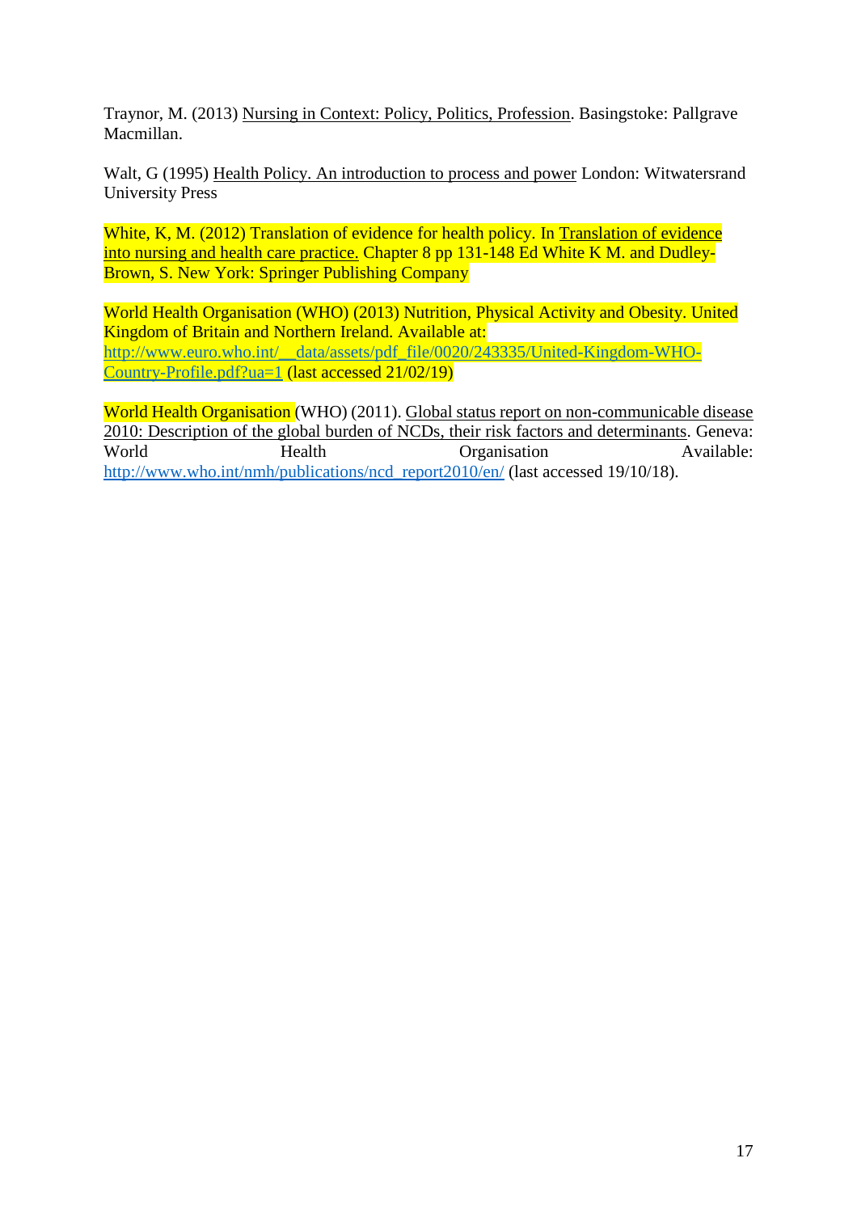Traynor, M. (2013) Nursing in Context: Policy, Politics, Profession. Basingstoke: Pallgrave Macmillan.

Walt, G (1995) Health Policy. An introduction to process and power London: Witwatersrand University Press

White, K, M. (2012) Translation of evidence for health policy. In Translation of evidence into nursing and health care practice. Chapter 8 pp 131-148 Ed White K M. and Dudley-Brown, S. New York: Springer Publishing Company

World Health Organisation (WHO) (2013) Nutrition, Physical Activity and Obesity. United Kingdom of Britain and Northern Ireland. Available at: http://www.euro.who.int/__data/assets/pdf_file/0020/243335/United-Kingdom-WHO-Country-Profile.pdf?ua=1 (last accessed 21/02/19)

World Health Organisation (WHO) (2011). Global status report on non-communicable disease 2010: Description of the global burden of NCDs, their risk factors and determinants. Geneva: World Health Organisation Available: http://www.who.int/nmh/publications/ncd_report2010/en/ (last accessed 19/10/18).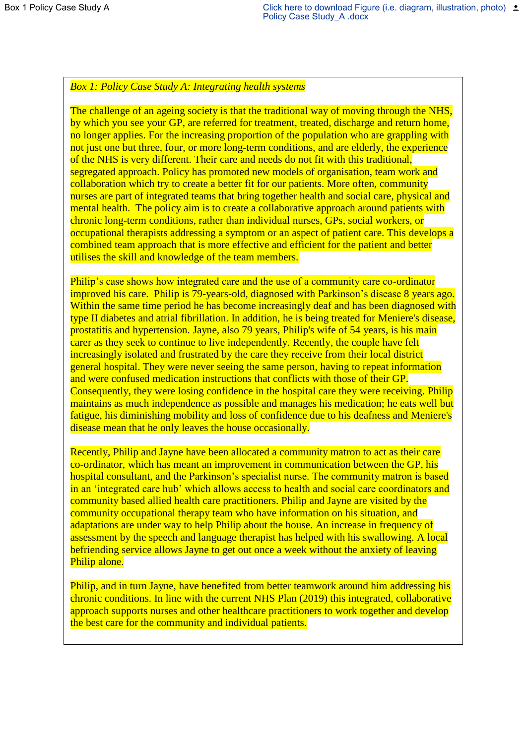Box 1 Policy Case Study A

Click here to download Figure (i.e. diagram, illustration, photo) Policy Case Study_A .docx

*Box 1: Policy Case Study A: Integrating health systems*

The challenge of an ageing society is that the traditional way of moving through the NHS, by which you see your GP, are referred for treatment, treated, discharge and return home, no longer applies. For the increasing proportion of the population who are grappling with not just one but three, four, or more long-term conditions, and are elderly, the experience of the NHS is very different. Their care and needs do not fit with this traditional, segregated approach. Policy has promoted new models of organisation, team work and collaboration which try to create a better fit for our patients. More often, community nurses are part of integrated teams that bring together health and social care, physical and mental health. The policy aim is to create a collaborative approach around patients with chronic long-term conditions, rather than individual nurses, GPs, social workers, or occupational therapists addressing a symptom or an aspect of patient care. This develops a combined team approach that is more effective and efficient for the patient and better utilises the skill and knowledge of the team members.

Philip's case shows how integrated care and the use of a community care co-ordinator improved his care. Philip is 79-years-old, diagnosed with Parkinson's disease 8 years ago. Within the same time period he has become increasingly deaf and has been diagnosed with type II diabetes and atrial fibrillation. In addition, he is being treated for Meniere's disease, prostatitis and hypertension. Jayne, also 79 years, Philip's wife of 54 years, is his main carer as they seek to continue to live independently. Recently, the couple have felt increasingly isolated and frustrated by the care they receive from their local district general hospital. They were never seeing the same person, having to repeat information and were confused medication instructions that conflicts with those of their GP. Consequently, they were losing confidence in the hospital care they were receiving. Philip maintains as much independence as possible and manages his medication; he eats well but fatigue, his diminishing mobility and loss of confidence due to his deafness and Meniere's disease mean that he only leaves the house occasionally.

Recently, Philip and Jayne have been allocated a community matron to act as their care co-ordinator, which has meant an improvement in communication between the GP, his hospital consultant, and the Parkinson's specialist nurse. The community matron is based in an 'integrated care hub' which allows access to health and social care coordinators and community based allied health care practitioners. Philip and Jayne are visited by the community occupational therapy team who have information on his situation, and adaptations are under way to help Philip about the house. An increase in frequency of assessment by the speech and language therapist has helped with his swallowing. A local befriending service allows Jayne to get out once a week without the anxiety of leaving Philip alone.

Philip, and in turn Jayne, have benefited from better teamwork around him addressing his chronic conditions. In line with the current NHS Plan (2019) this integrated, collaborative approach supports nurses and other healthcare practitioners to work together and develop the best care for the community and individual patients.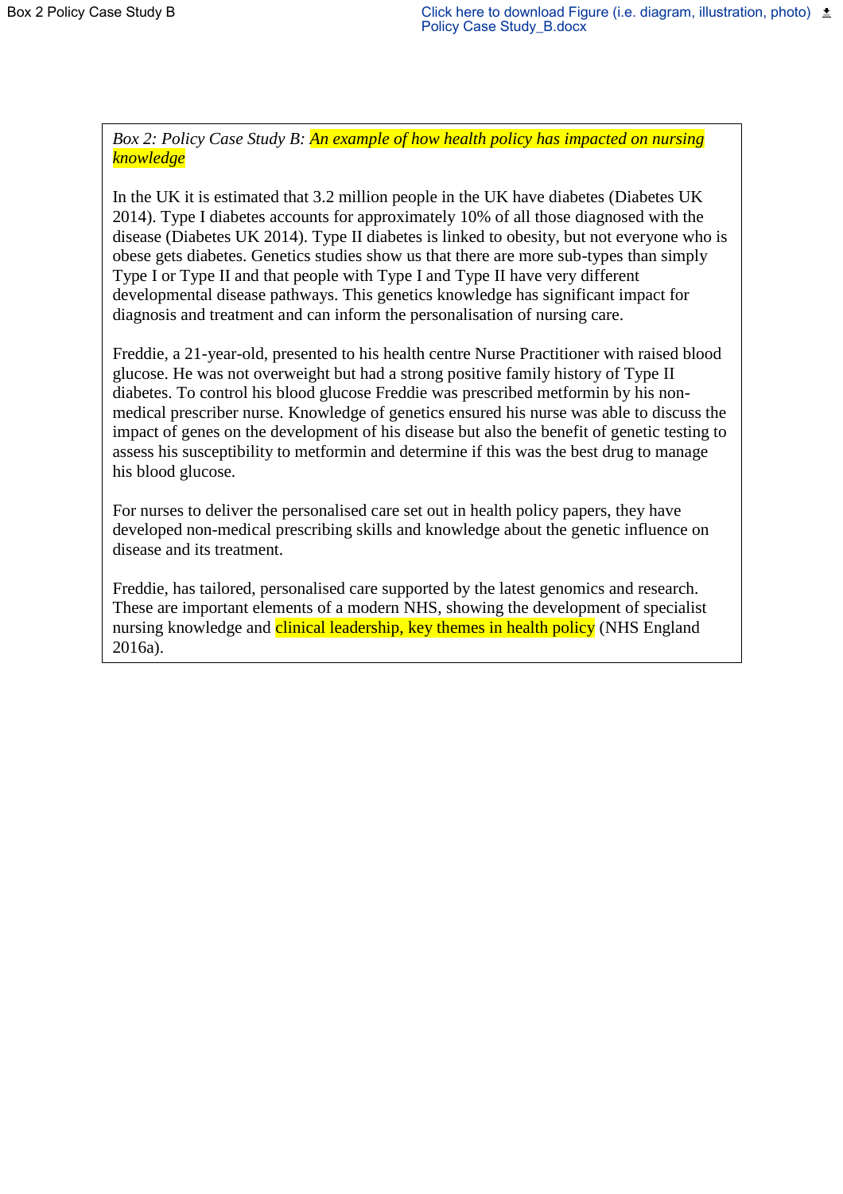Box 2 Policy Case Study B

Click here to download Figure (i.e. diagram, illustration, photo) Policy Case Study_B.docx

*Box 2: Policy Case Study B: An example of how health policy has impacted on nursing knowledge*

In the UK it is estimated that 3.2 million people in the UK have diabetes (Diabetes UK 2014). Type I diabetes accounts for approximately 10% of all those diagnosed with the disease (Diabetes UK 2014). Type II diabetes is linked to obesity, but not everyone who is obese gets diabetes. Genetics studies show us that there are more sub-types than simply Type I or Type II and that people with Type I and Type II have very different developmental disease pathways. This genetics knowledge has significant impact for diagnosis and treatment and can inform the personalisation of nursing care.

Freddie, a 21-year-old, presented to his health centre Nurse Practitioner with raised blood glucose. He was not overweight but had a strong positive family history of Type II diabetes. To control his blood glucose Freddie was prescribed metformin by his non-medical prescriber nurse. Knowledge of genetics ensured his nurse was able to discuss the impact of genes on the development of his disease but also the benefit of genetic testing to assess his susceptibility to metformin and determine if this was the best drug to manage his blood glucose.

For nurses to deliver the personalised care set out in health policy papers, they have developed non-medical prescribing skills and knowledge about the genetic influence on disease and its treatment.

Freddie, has tailored, personalised care supported by the latest genomics and research. These are important elements of a modern NHS, showing the development of specialist nursing knowledge and clinical leadership, key themes in health policy (NHS England 2016a).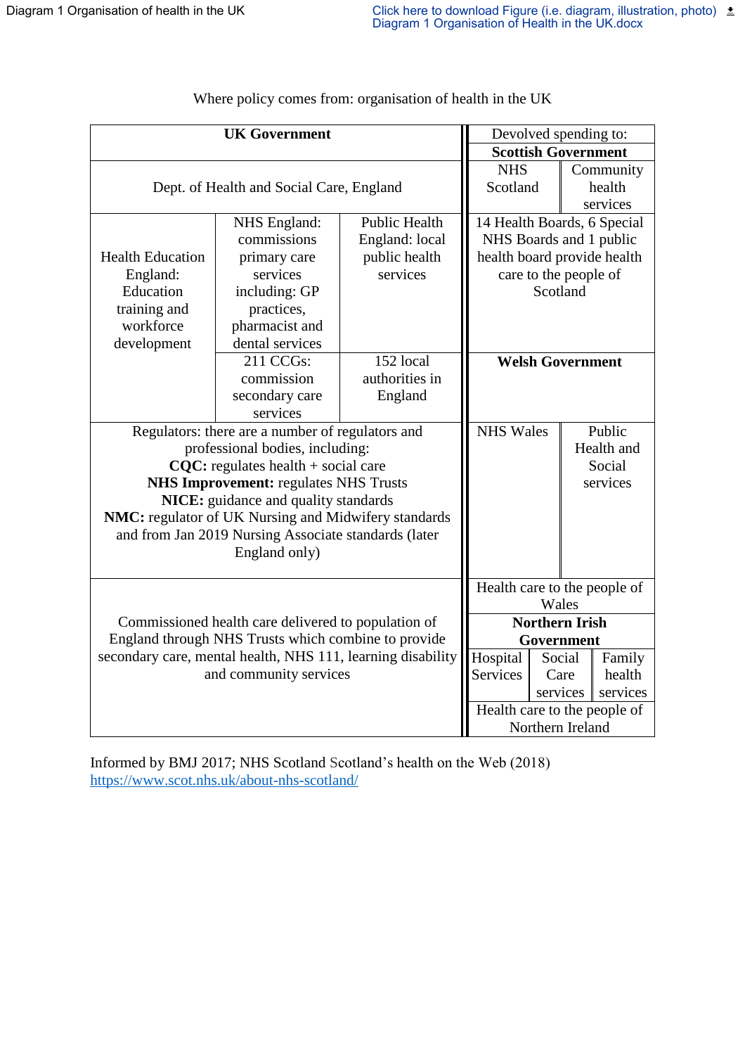Diagram 1 Organisation of health in the UK

Click here to download Figure (i.e. diagram, illustration, photo) Diagram 1 Organisation of Health in the UK.docx

Where policy comes from: organisation of health in the UK

| **UK Government** | | | Devolved spending to: **Scottish Government** | |
|---|---|---|---|---|
| Dept. of Health and Social Care, England | | | NHS Scotland | Community health services |
| Health Education England: Education training and workforce development | NHS England: commissions primary care services including: GP practices, pharmacist and dental services | Public Health England: local public health services | 14 Health Boards, 6 Special NHS Boards and 1 public health board provide health care to the people of Scotland | |
| | 211 CCGs: commission secondary care services | 152 local authorities in England | **Welsh Government** | |
| Regulators: there are a number of regulators and professional bodies, including: **CQC:** regulates health + social care **NHS Improvement:** regulates NHS Trusts **NICE:** guidance and quality standards **NMC:** regulator of UK Nursing and Midwifery standards and from Jan 2019 Nursing Associate standards (later England only) | | | NHS Wales | Public Health and Social services |
| Commissioned health care delivered to population of England through NHS Trusts which combine to provide secondary care, mental health, NHS 111, learning disability and community services | | | Health care to the people of Wales | |
| | | | **Northern Irish Government** | |
| | | | Hospital Services / Social Care services / Family health services | |
| | | | Health care to the people of Northern Ireland | |

Informed by BMJ 2017; NHS Scotland Scotland's health on the Web (2018) https://www.scot.nhs.uk/about-nhs-scotland/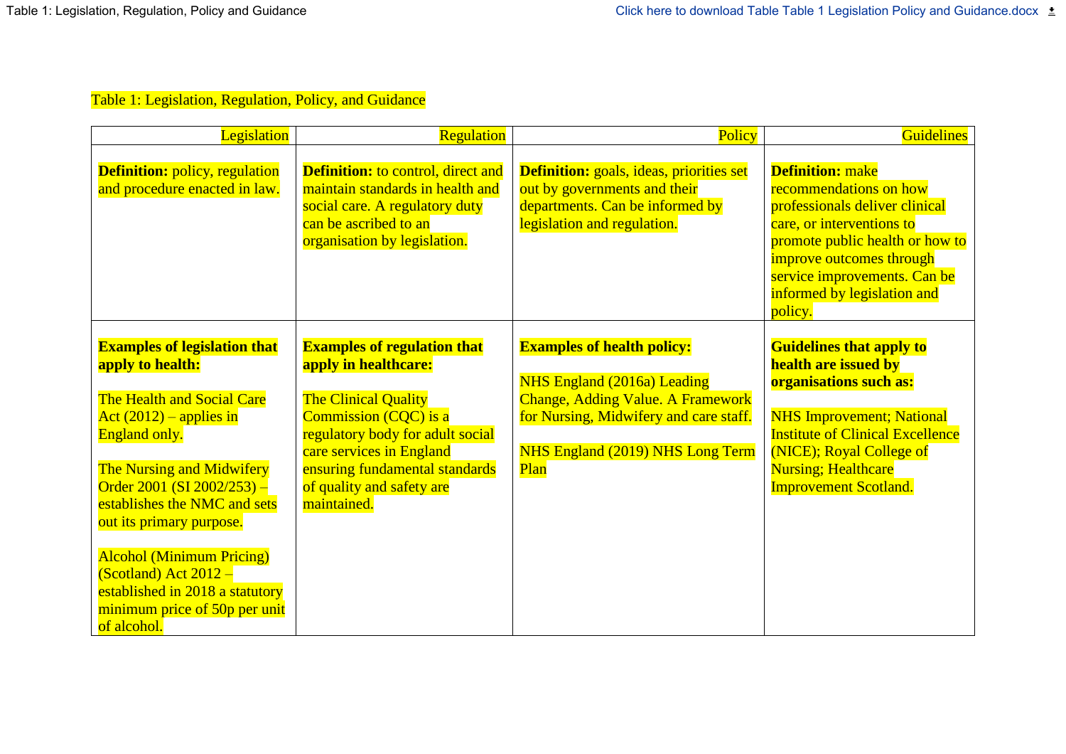Table 1: Legislation, Regulation, Policy, and Guidance

| Legislation | Regulation | Policy | Guidelines |
|---|---|---|---|
| **Definition:** policy, regulation and procedure enacted in law. | **Definition:** to control, direct and maintain standards in health and social care. A regulatory duty can be ascribed to an organisation by legislation. | **Definition:** goals, ideas, priorities set out by governments and their departments. Can be informed by legislation and regulation. | **Definition:** make recommendations on how professionals deliver clinical care, or interventions to promote public health or how to improve outcomes through service improvements. Can be informed by legislation and policy. |
| **Examples of legislation that apply to health:**<br><br>The Health and Social Care Act (2012) – applies in England only.<br><br>The Nursing and Midwifery Order 2001 (SI 2002/253) – establishes the NMC and sets out its primary purpose.<br><br>Alcohol (Minimum Pricing) (Scotland) Act 2012 – established in 2018 a statutory minimum price of 50p per unit of alcohol. | **Examples of regulation that apply in healthcare:**<br><br>The Clinical Quality Commission (CQC) is a regulatory body for adult social care services in England ensuring fundamental standards of quality and safety are maintained. | **Examples of health policy:**<br><br>NHS England (2016a) Leading Change, Adding Value. A Framework for Nursing, Midwifery and care staff.<br><br>NHS England (2019) NHS Long Term Plan | **Guidelines that apply to health are issued by organisations such as:**<br><br>NHS Improvement; National Institute of Clinical Excellence (NICE); Royal College of Nursing; Healthcare Improvement Scotland. |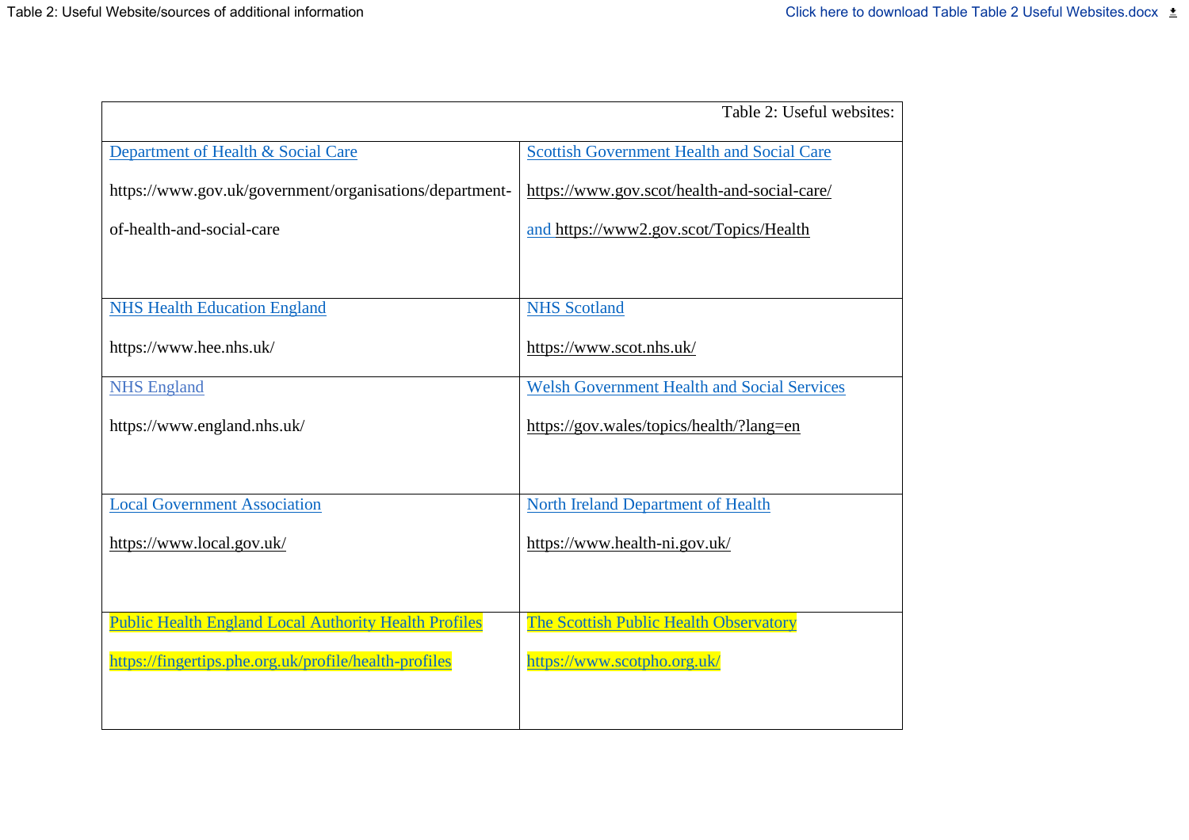Table 2: Useful Website/sources of additional information

Click here to download Table Table 2 Useful Websites.docx

| Table 2: Useful websites: | |
|---|---|
| Department of Health & Social Care<br><br>https://www.gov.uk/government/organisations/department-of-health-and-social-care | Scottish Government Health and Social Care<br><br>https://www.gov.scot/health-and-social-care/<br><br>and https://www2.gov.scot/Topics/Health |
| NHS Health Education England<br><br>https://www.hee.nhs.uk/ | NHS Scotland<br><br>https://www.scot.nhs.uk/ |
| NHS England<br><br>https://www.england.nhs.uk/ | Welsh Government Health and Social Services<br><br>https://gov.wales/topics/health/?lang=en |
| Local Government Association<br><br>https://www.local.gov.uk/ | North Ireland Department of Health<br><br>https://www.health-ni.gov.uk/ |
| Public Health England Local Authority Health Profiles<br><br>https://fingertips.phe.org.uk/profile/health-profiles | The Scottish Public Health Observatory<br><br>https://www.scotpho.org.uk/ |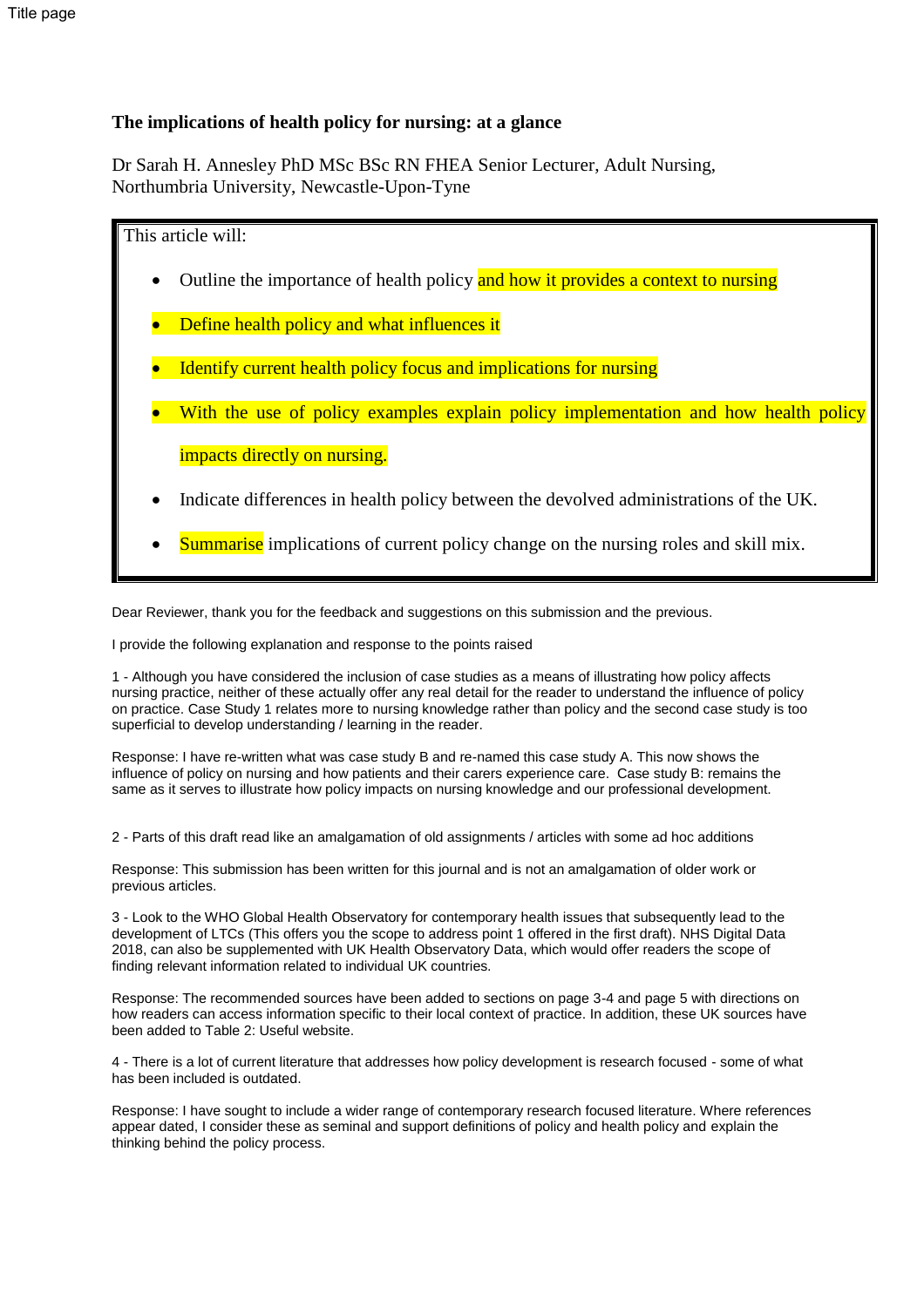Title page

**The implications of health policy for nursing: at a glance**

Dr Sarah H. Annesley PhD MSc BSc RN FHEA Senior Lecturer, Adult Nursing, Northumbria University, Newcastle-Upon-Tyne

This article will:

- Outline the importance of health policy and how it provides a context to nursing
- Define health policy and what influences it
- Identify current health policy focus and implications for nursing
- With the use of policy examples explain policy implementation and how health policy impacts directly on nursing.
- Indicate differences in health policy between the devolved administrations of the UK.
- Summarise implications of current policy change on the nursing roles and skill mix.

Dear Reviewer, thank you for the feedback and suggestions on this submission and the previous.

I provide the following explanation and response to the points raised

1 - Although you have considered the inclusion of case studies as a means of illustrating how policy affects nursing practice, neither of these actually offer any real detail for the reader to understand the influence of policy on practice. Case Study 1 relates more to nursing knowledge rather than policy and the second case study is too superficial to develop understanding / learning in the reader.

Response: I have re-written what was case study B and re-named this case study A. This now shows the influence of policy on nursing and how patients and their carers experience care. Case study B: remains the same as it serves to illustrate how policy impacts on nursing knowledge and our professional development.

2 - Parts of this draft read like an amalgamation of old assignments / articles with some ad hoc additions

Response: This submission has been written for this journal and is not an amalgamation of older work or previous articles.

3 - Look to the WHO Global Health Observatory for contemporary health issues that subsequently lead to the development of LTCs (This offers you the scope to address point 1 offered in the first draft). NHS Digital Data 2018, can also be supplemented with UK Health Observatory Data, which would offer readers the scope of finding relevant information related to individual UK countries.

Response: The recommended sources have been added to sections on page 3-4 and page 5 with directions on how readers can access information specific to their local context of practice. In addition, these UK sources have been added to Table 2: Useful website.

4 - There is a lot of current literature that addresses how policy development is research focused - some of what has been included is outdated.

Response: I have sought to include a wider range of contemporary research focused literature. Where references appear dated, I consider these as seminal and support definitions of policy and health policy and explain the thinking behind the policy process.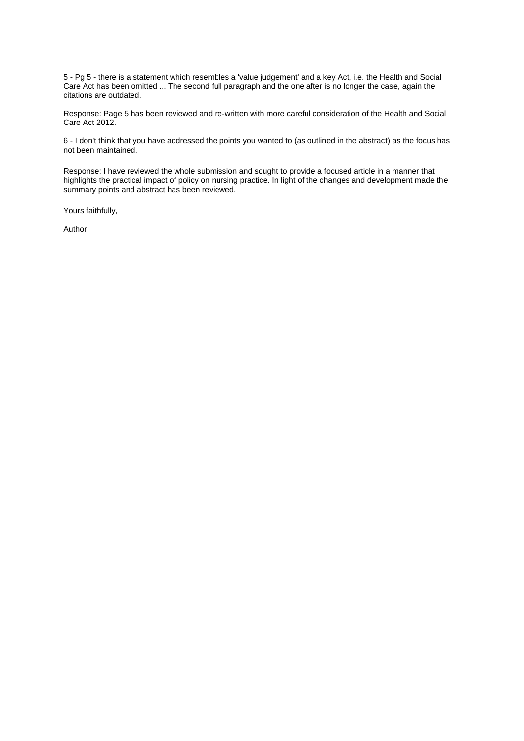5 - Pg 5 - there is a statement which resembles a 'value judgement' and a key Act, i.e. the Health and Social Care Act has been omitted ... The second full paragraph and the one after is no longer the case, again the citations are outdated.

Response: Page 5 has been reviewed and re-written with more careful consideration of the Health and Social Care Act 2012.

6 - I don't think that you have addressed the points you wanted to (as outlined in the abstract) as the focus has not been maintained.

Response: I have reviewed the whole submission and sought to provide a focused article in a manner that highlights the practical impact of policy on nursing practice. In light of the changes and development made the summary points and abstract has been reviewed.

Yours faithfully,

Author